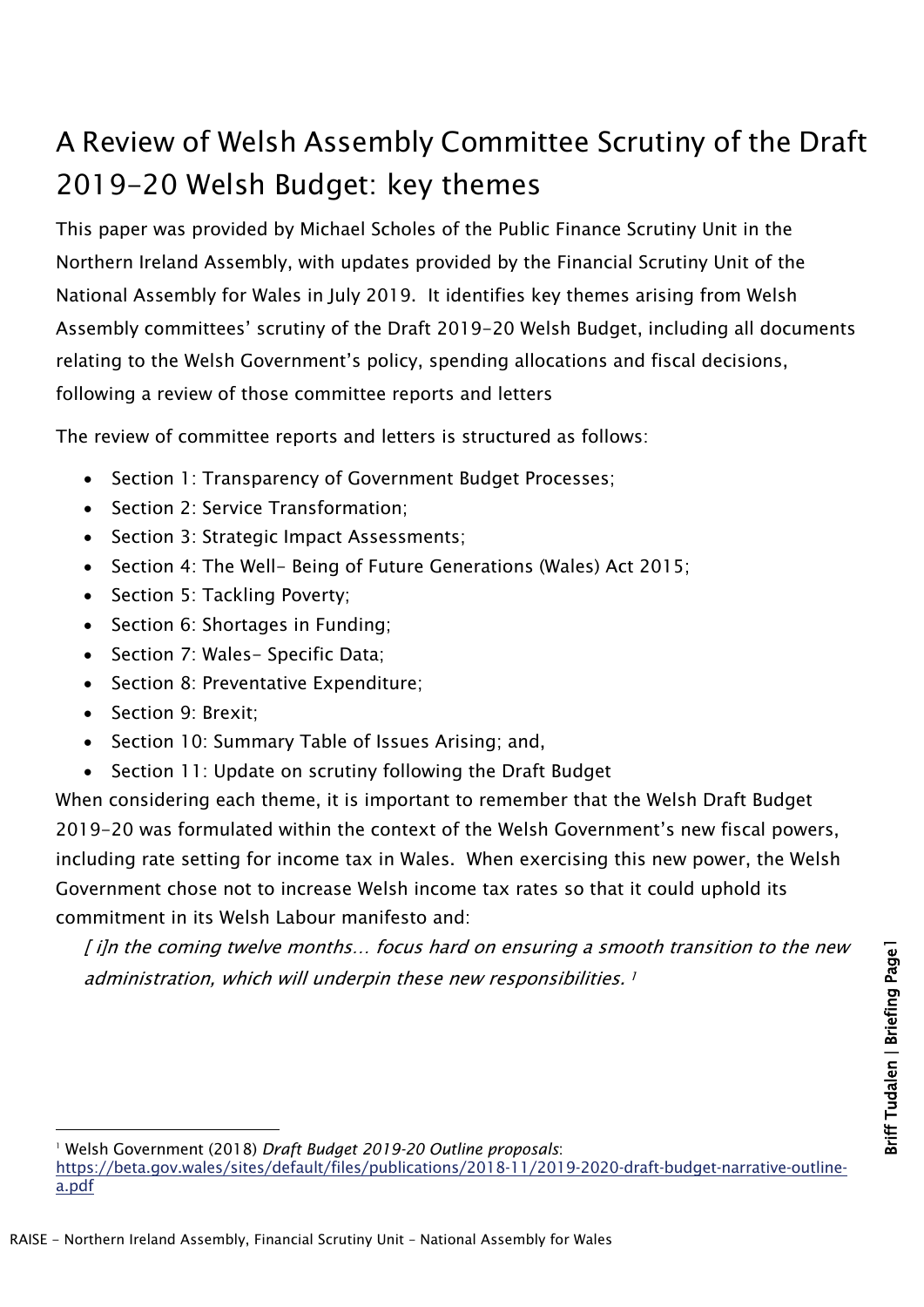# A Review of Welsh Assembly Committee Scrutiny of the Draft 2019-20 Welsh Budget: key themes

This paper was provided by Michael Scholes of the Public Finance Scrutiny Unit in the Northern Ireland Assembly, with updates provided by the Financial Scrutiny Unit of the National Assembly for Wales in July 2019. It identifies key themes arising from Welsh Assembly committees' scrutiny of the Draft 2019-20 Welsh Budget, including all documents relating to the Welsh Government's policy, spending allocations and fiscal decisions, following a review of those committee reports and letters

The review of committee reports and letters is structured as follows:

- Section 1: Transparency of Government Budget Processes;
- Section 2: Service Transformation;
- Section 3: Strategic Impact Assessments;
- Section 4: The Well- Being of Future Generations (Wales) Act 2015;
- Section 5: Tackling Poverty;
- Section 6: Shortages in Funding;
- Section 7: Wales- Specific Data;
- Section 8: Preventative Expenditure;
- Section 9: Brexit;
- Section 10: Summary Table of Issues Arising; and,
- Section 11: Update on scrutiny following the Draft Budget

When considering each theme, it is important to remember that the Welsh Draft Budget 2019-20 was formulated within the context of the Welsh Government's new fiscal powers, including rate setting for income tax in Wales. When exercising this new power, the Welsh Government chose not to increase Welsh income tax rates so that it could uphold its commitment in its Welsh Labour manifesto and:

> *[ i]n the coming twelve months… focus hard on ensuring a smooth transition to the new administration, which will underpin these new responsibilities.* [1]

---

[1] Welsh Government (2018) *Draft Budget 2019-20 Outline proposals*: https://beta.gov.wales/sites/default/files/publications/2018-11/2019-2020-draft-budget-narrative-outline-a.pdf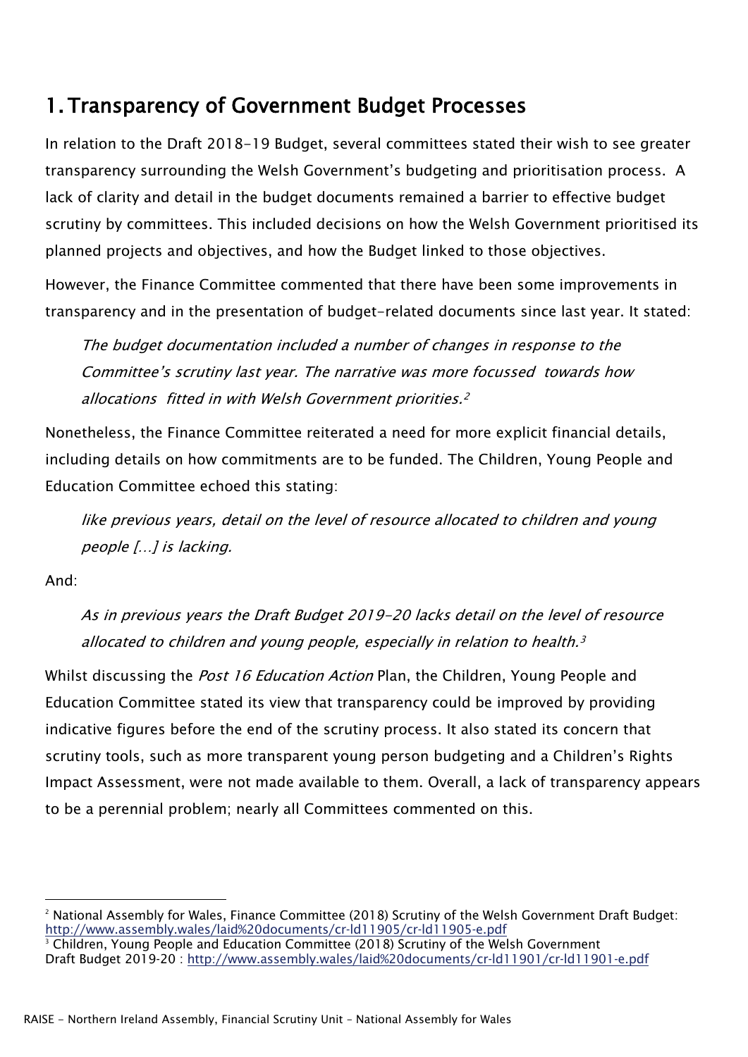## 1. Transparency of Government Budget Processes

In relation to the Draft 2018-19 Budget, several committees stated their wish to see greater transparency surrounding the Welsh Government's budgeting and prioritisation process. A lack of clarity and detail in the budget documents remained a barrier to effective budget scrutiny by committees. This included decisions on how the Welsh Government prioritised its planned projects and objectives, and how the Budget linked to those objectives.

However, the Finance Committee commented that there have been some improvements in transparency and in the presentation of budget-related documents since last year. It stated:

> *The budget documentation included a number of changes in response to the Committee's scrutiny last year. The narrative was more focussed towards how allocations fitted in with Welsh Government priorities.*[2]

Nonetheless, the Finance Committee reiterated a need for more explicit financial details, including details on how commitments are to be funded. The Children, Young People and Education Committee echoed this stating:

> *like previous years, detail on the level of resource allocated to children and young people […] is lacking.*

And:

> *As in previous years the Draft Budget 2019-20 lacks detail on the level of resource allocated to children and young people, especially in relation to health.*[3]

Whilst discussing the *Post 16 Education Action* Plan, the Children, Young People and Education Committee stated its view that transparency could be improved by providing indicative figures before the end of the scrutiny process. It also stated its concern that scrutiny tools, such as more transparent young person budgeting and a Children's Rights Impact Assessment, were not made available to them. Overall, a lack of transparency appears to be a perennial problem; nearly all Committees commented on this.

---

[2] National Assembly for Wales, Finance Committee (2018) Scrutiny of the Welsh Government Draft Budget: http://www.assembly.wales/laid%20documents/cr-ld11905/cr-ld11905-e.pdf

[3] Children, Young People and Education Committee (2018) Scrutiny of the Welsh Government Draft Budget 2019-20 : http://www.assembly.wales/laid%20documents/cr-ld11901/cr-ld11901-e.pdf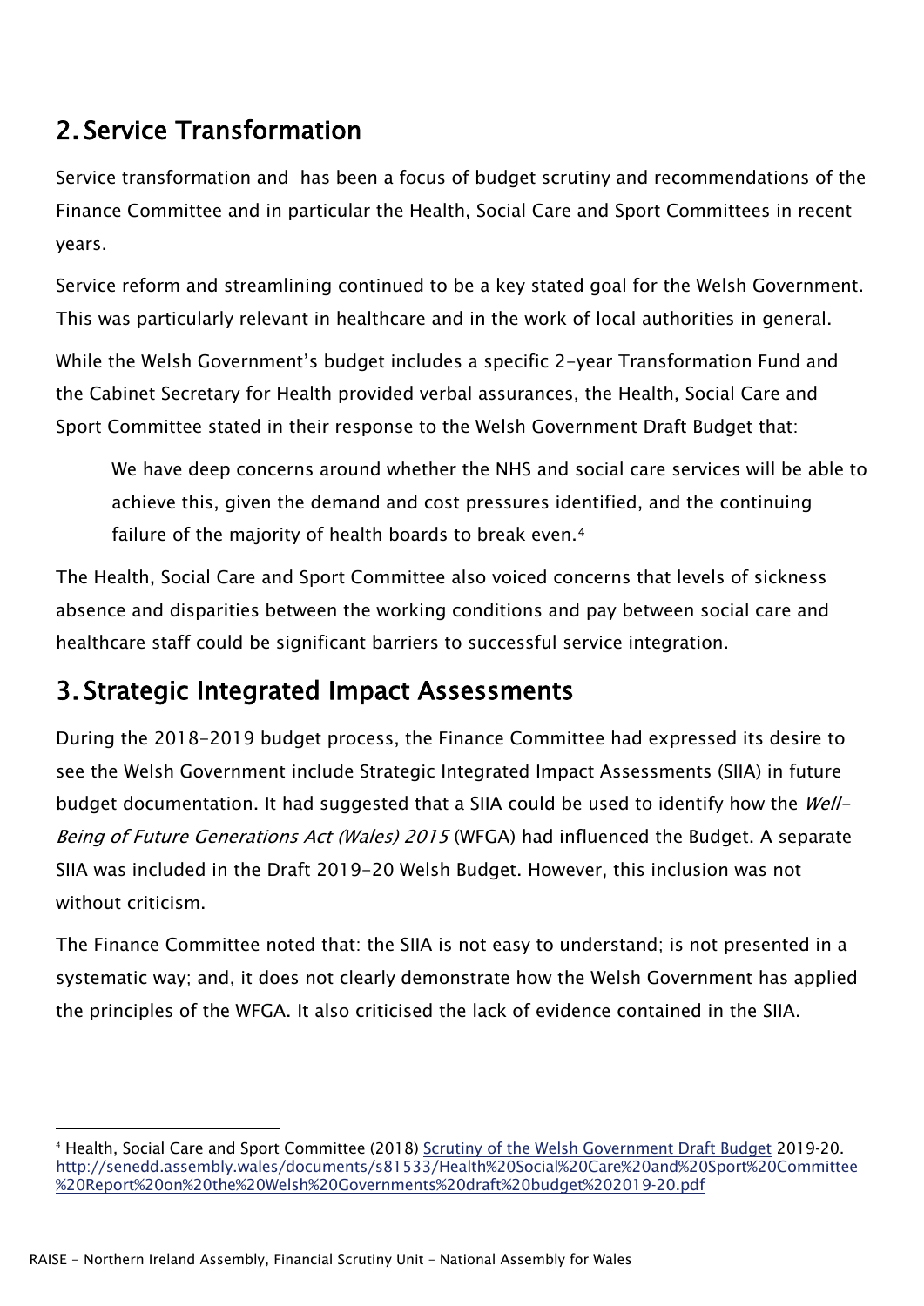## 2. Service Transformation

Service transformation and  has been a focus of budget scrutiny and recommendations of the Finance Committee and in particular the Health, Social Care and Sport Committees in recent years.

Service reform and streamlining continued to be a key stated goal for the Welsh Government. This was particularly relevant in healthcare and in the work of local authorities in general.

While the Welsh Government's budget includes a specific 2-year Transformation Fund and the Cabinet Secretary for Health provided verbal assurances, the Health, Social Care and Sport Committee stated in their response to the Welsh Government Draft Budget that:

> We have deep concerns around whether the NHS and social care services will be able to achieve this, given the demand and cost pressures identified, and the continuing failure of the majority of health boards to break even.[4]

The Health, Social Care and Sport Committee also voiced concerns that levels of sickness absence and disparities between the working conditions and pay between social care and healthcare staff could be significant barriers to successful service integration.

## 3. Strategic Integrated Impact Assessments

During the 2018-2019 budget process, the Finance Committee had expressed its desire to see the Welsh Government include Strategic Integrated Impact Assessments (SIIA) in future budget documentation. It had suggested that a SIIA could be used to identify how the *Well-Being of Future Generations Act (Wales) 2015* (WFGA) had influenced the Budget. A separate SIIA was included in the Draft 2019-20 Welsh Budget. However, this inclusion was not without criticism.

The Finance Committee noted that: the SIIA is not easy to understand; is not presented in a systematic way; and, it does not clearly demonstrate how the Welsh Government has applied the principles of the WFGA. It also criticised the lack of evidence contained in the SIIA.

---

[4] Health, Social Care and Sport Committee (2018) Scrutiny of the Welsh Government Draft Budget 2019-20. http://senedd.assembly.wales/documents/s81533/Health%20Social%20Care%20and%20Sport%20Committee%20Report%20on%20the%20Welsh%20Governments%20draft%20budget%202019-20.pdf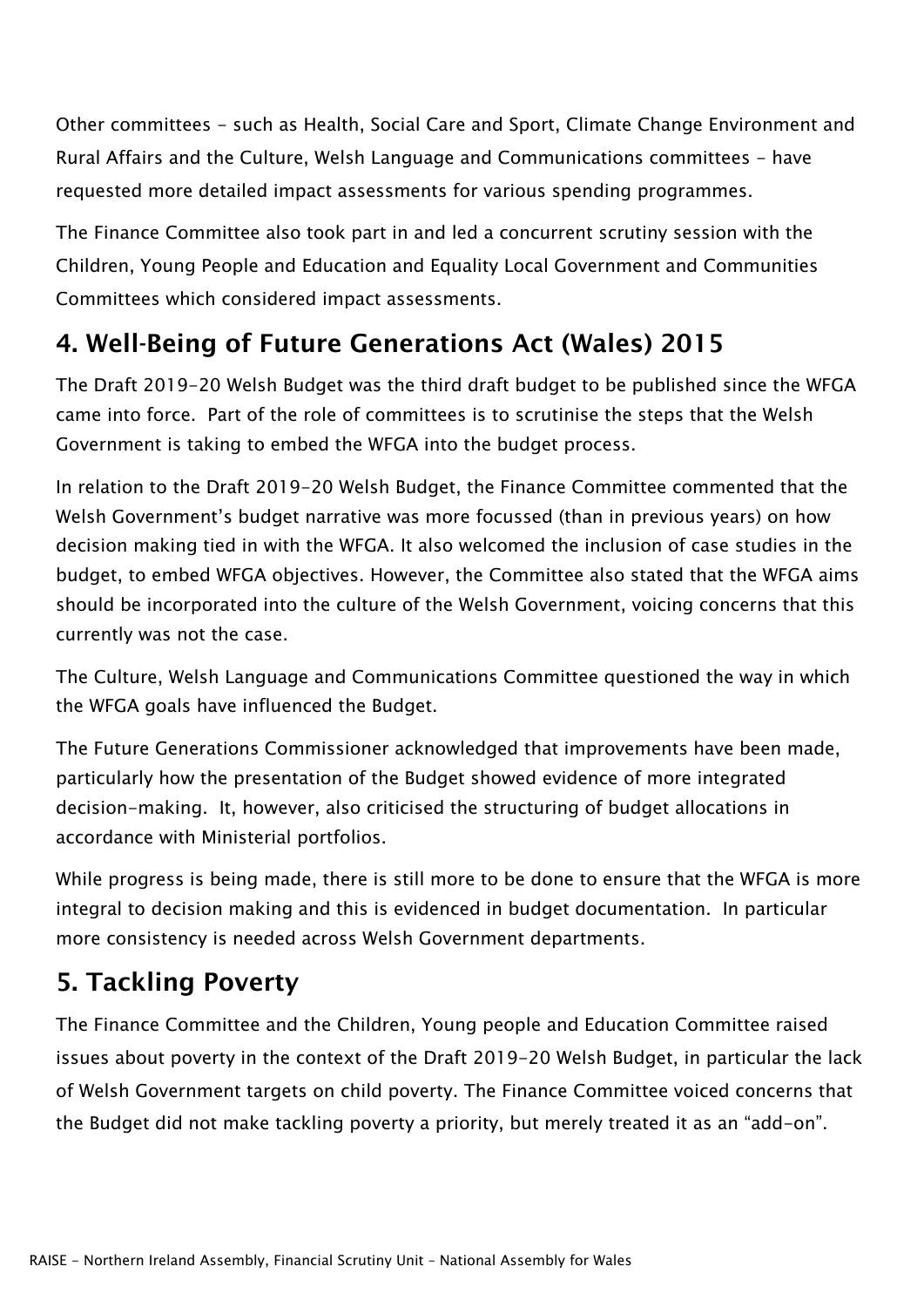Other committees - such as Health, Social Care and Sport, Climate Change Environment and Rural Affairs and the Culture, Welsh Language and Communications committees - have requested more detailed impact assessments for various spending programmes.

The Finance Committee also took part in and led a concurrent scrutiny session with the Children, Young People and Education and Equality Local Government and Communities Committees which considered impact assessments.

## 4. Well-Being of Future Generations Act (Wales) 2015

The Draft 2019-20 Welsh Budget was the third draft budget to be published since the WFGA came into force. Part of the role of committees is to scrutinise the steps that the Welsh Government is taking to embed the WFGA into the budget process.

In relation to the Draft 2019-20 Welsh Budget, the Finance Committee commented that the Welsh Government's budget narrative was more focussed (than in previous years) on how decision making tied in with the WFGA. It also welcomed the inclusion of case studies in the budget, to embed WFGA objectives. However, the Committee also stated that the WFGA aims should be incorporated into the culture of the Welsh Government, voicing concerns that this currently was not the case.

The Culture, Welsh Language and Communications Committee questioned the way in which the WFGA goals have influenced the Budget.

The Future Generations Commissioner acknowledged that improvements have been made, particularly how the presentation of the Budget showed evidence of more integrated decision-making. It, however, also criticised the structuring of budget allocations in accordance with Ministerial portfolios.

While progress is being made, there is still more to be done to ensure that the WFGA is more integral to decision making and this is evidenced in budget documentation. In particular more consistency is needed across Welsh Government departments.

## 5. Tackling Poverty

The Finance Committee and the Children, Young people and Education Committee raised issues about poverty in the context of the Draft 2019-20 Welsh Budget, in particular the lack of Welsh Government targets on child poverty. The Finance Committee voiced concerns that the Budget did not make tackling poverty a priority, but merely treated it as an "add-on".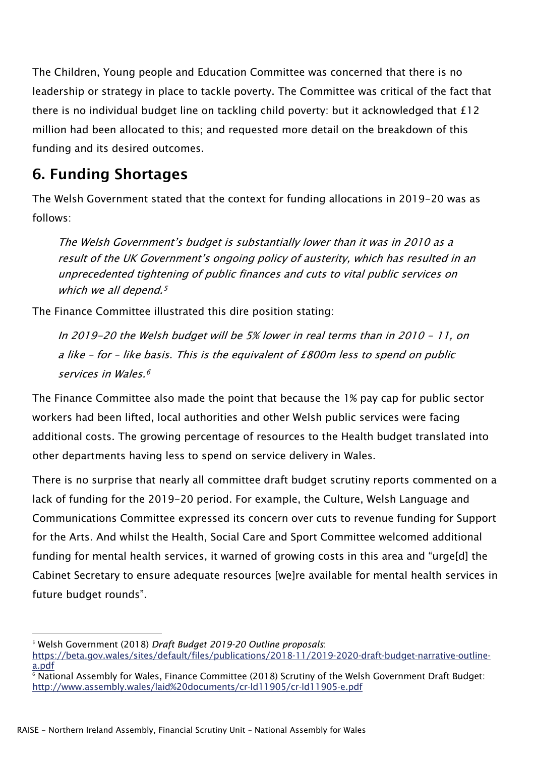The Children, Young people and Education Committee was concerned that there is no leadership or strategy in place to tackle poverty. The Committee was critical of the fact that there is no individual budget line on tackling child poverty: but it acknowledged that £12 million had been allocated to this; and requested more detail on the breakdown of this funding and its desired outcomes.

## 6. Funding Shortages

The Welsh Government stated that the context for funding allocations in 2019-20 was as follows:

> *The Welsh Government's budget is substantially lower than it was in 2010 as a result of the UK Government's ongoing policy of austerity, which has resulted in an unprecedented tightening of public finances and cuts to vital public services on which we all depend.*[5]

The Finance Committee illustrated this dire position stating:

> *In 2019-20 the Welsh budget will be 5% lower in real terms than in 2010 - 11, on a like – for – like basis. This is the equivalent of £800m less to spend on public services in Wales.*[6]

The Finance Committee also made the point that because the 1% pay cap for public sector workers had been lifted, local authorities and other Welsh public services were facing additional costs. The growing percentage of resources to the Health budget translated into other departments having less to spend on service delivery in Wales.

There is no surprise that nearly all committee draft budget scrutiny reports commented on a lack of funding for the 2019-20 period. For example, the Culture, Welsh Language and Communications Committee expressed its concern over cuts to revenue funding for Support for the Arts. And whilst the Health, Social Care and Sport Committee welcomed additional funding for mental health services, it warned of growing costs in this area and "urge[d] the Cabinet Secretary to ensure adequate resources [we]re available for mental health services in future budget rounds".

---

[5] Welsh Government (2018) *Draft Budget 2019-20 Outline proposals*: https://beta.gov.wales/sites/default/files/publications/2018-11/2019-2020-draft-budget-narrative-outline-a.pdf

[6] National Assembly for Wales, Finance Committee (2018) Scrutiny of the Welsh Government Draft Budget: http://www.assembly.wales/laid%20documents/cr-ld11905/cr-ld11905-e.pdf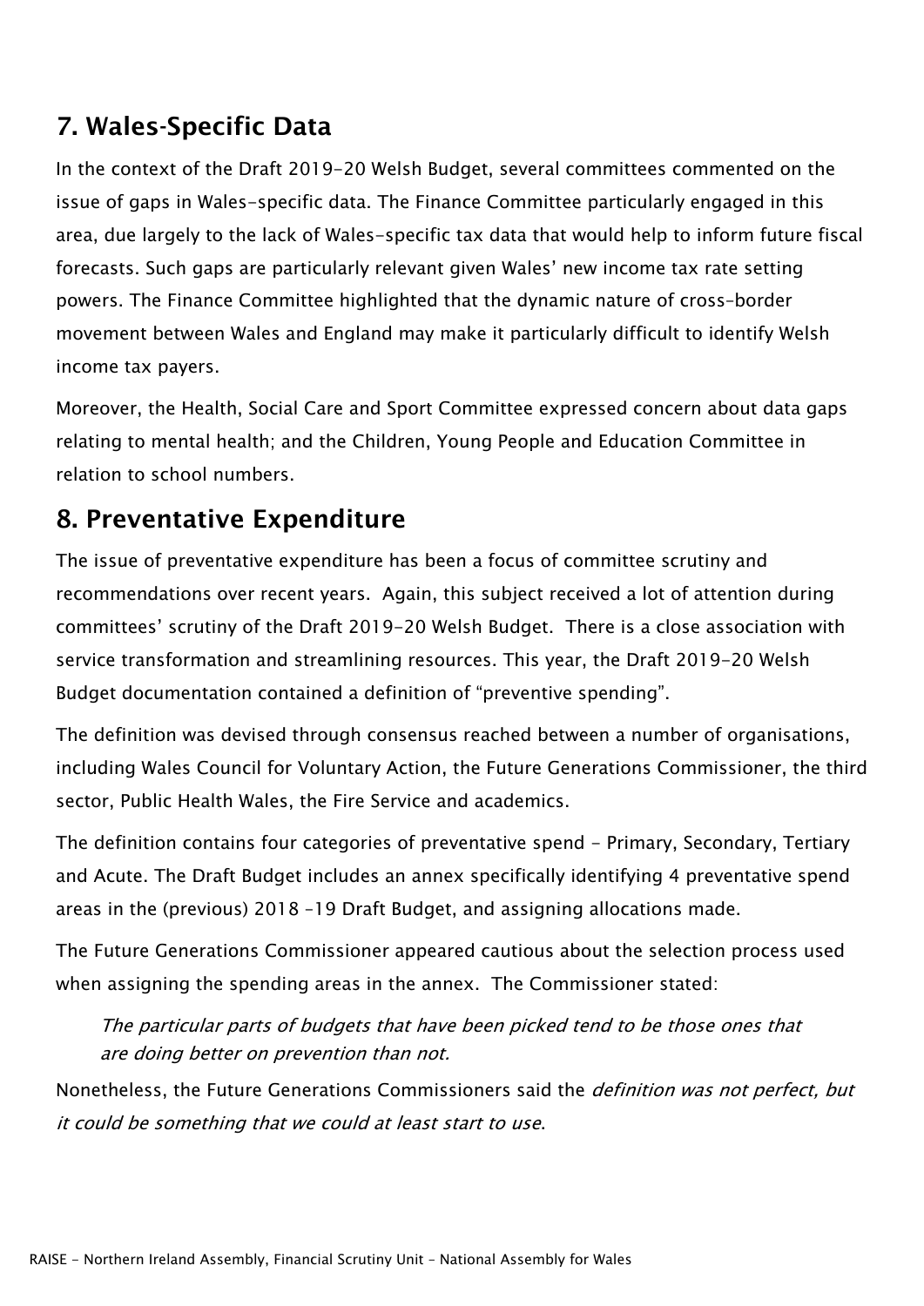## 7. Wales-Specific Data

In the context of the Draft 2019-20 Welsh Budget, several committees commented on the issue of gaps in Wales-specific data. The Finance Committee particularly engaged in this area, due largely to the lack of Wales-specific tax data that would help to inform future fiscal forecasts. Such gaps are particularly relevant given Wales' new income tax rate setting powers. The Finance Committee highlighted that the dynamic nature of cross-border movement between Wales and England may make it particularly difficult to identify Welsh income tax payers.

Moreover, the Health, Social Care and Sport Committee expressed concern about data gaps relating to mental health; and the Children, Young People and Education Committee in relation to school numbers.

## 8. Preventative Expenditure

The issue of preventative expenditure has been a focus of committee scrutiny and recommendations over recent years. Again, this subject received a lot of attention during committees' scrutiny of the Draft 2019-20 Welsh Budget. There is a close association with service transformation and streamlining resources. This year, the Draft 2019-20 Welsh Budget documentation contained a definition of "preventive spending".

The definition was devised through consensus reached between a number of organisations, including Wales Council for Voluntary Action, the Future Generations Commissioner, the third sector, Public Health Wales, the Fire Service and academics.

The definition contains four categories of preventative spend - Primary, Secondary, Tertiary and Acute. The Draft Budget includes an annex specifically identifying 4 preventative spend areas in the (previous) 2018 -19 Draft Budget, and assigning allocations made.

The Future Generations Commissioner appeared cautious about the selection process used when assigning the spending areas in the annex. The Commissioner stated:

> *The particular parts of budgets that have been picked tend to be those ones that are doing better on prevention than not.*

Nonetheless, the Future Generations Commissioners said the *definition was not perfect, but it could be something that we could at least start to use*.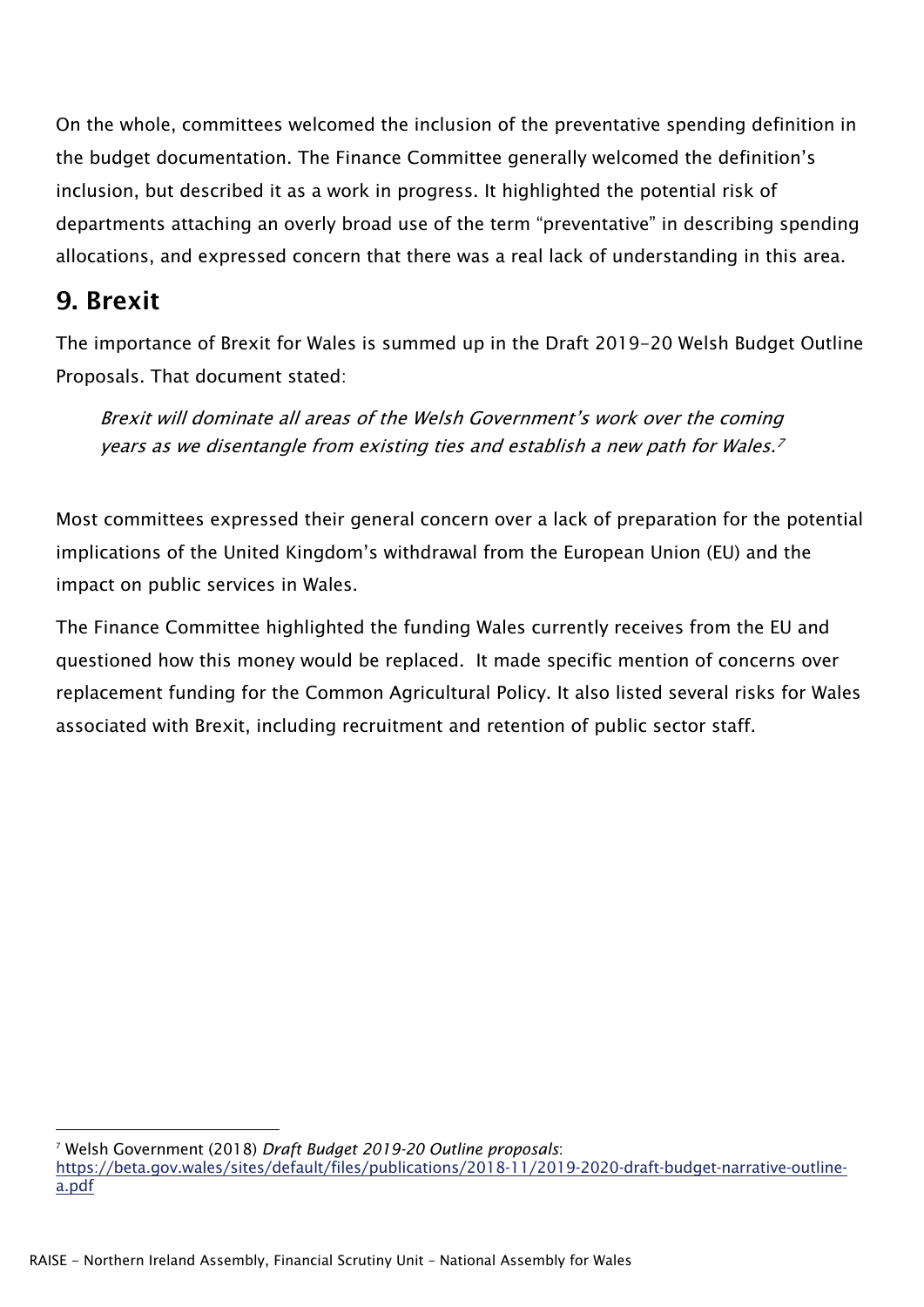On the whole, committees welcomed the inclusion of the preventative spending definition in the budget documentation. The Finance Committee generally welcomed the definition's inclusion, but described it as a work in progress. It highlighted the potential risk of departments attaching an overly broad use of the term "preventative" in describing spending allocations, and expressed concern that there was a real lack of understanding in this area.

## 9. Brexit

The importance of Brexit for Wales is summed up in the Draft 2019-20 Welsh Budget Outline Proposals. That document stated:

> *Brexit will dominate all areas of the Welsh Government's work over the coming years as we disentangle from existing ties and establish a new path for Wales.*[7]

Most committees expressed their general concern over a lack of preparation for the potential implications of the United Kingdom's withdrawal from the European Union (EU) and the impact on public services in Wales.

The Finance Committee highlighted the funding Wales currently receives from the EU and questioned how this money would be replaced. It made specific mention of concerns over replacement funding for the Common Agricultural Policy. It also listed several risks for Wales associated with Brexit, including recruitment and retention of public sector staff.

---

[7] Welsh Government (2018) *Draft Budget 2019-20 Outline proposals*: https://beta.gov.wales/sites/default/files/publications/2018-11/2019-2020-draft-budget-narrative-outline-a.pdf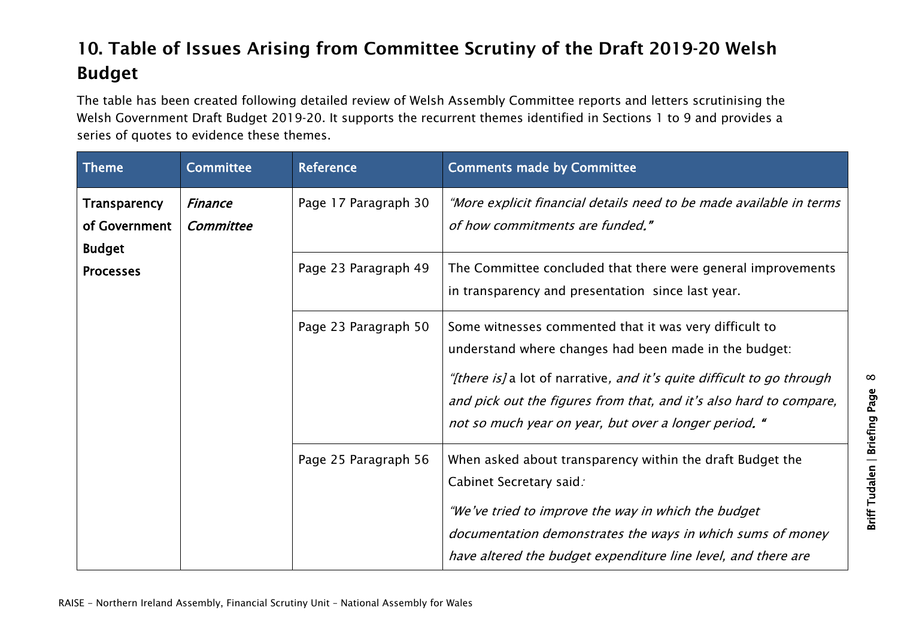## 10. Table of Issues Arising from Committee Scrutiny of the Draft 2019-20 Welsh Budget

The table has been created following detailed review of Welsh Assembly Committee reports and letters scrutinising the Welsh Government Draft Budget 2019-20. It supports the recurrent themes identified in Sections 1 to 9 and provides a series of quotes to evidence these themes.

| Theme | Committee | Reference | Comments made by Committee |
|---|---|---|---|
| **Transparency of Government Budget Processes** | ***Finance Committee*** | Page 17 Paragraph 30 | *"More explicit financial details need to be made available in terms of how commitments are funded."* |
| | | Page 23 Paragraph 49 | The Committee concluded that there were general improvements in transparency and presentation since last year. |
| | | Page 23 Paragraph 50 | Some witnesses commented that it was very difficult to understand where changes had been made in the budget: *"[there is]* a lot of narrative*, and it's quite difficult to go through and pick out the figures from that, and it's also hard to compare, not so much year on year, but over a longer period. "* |
| | | Page 25 Paragraph 56 | When asked about transparency within the draft Budget the Cabinet Secretary said*:* *"We've tried to improve the way in which the budget documentation demonstrates the ways in which sums of money have altered the budget expenditure line level, and there are* |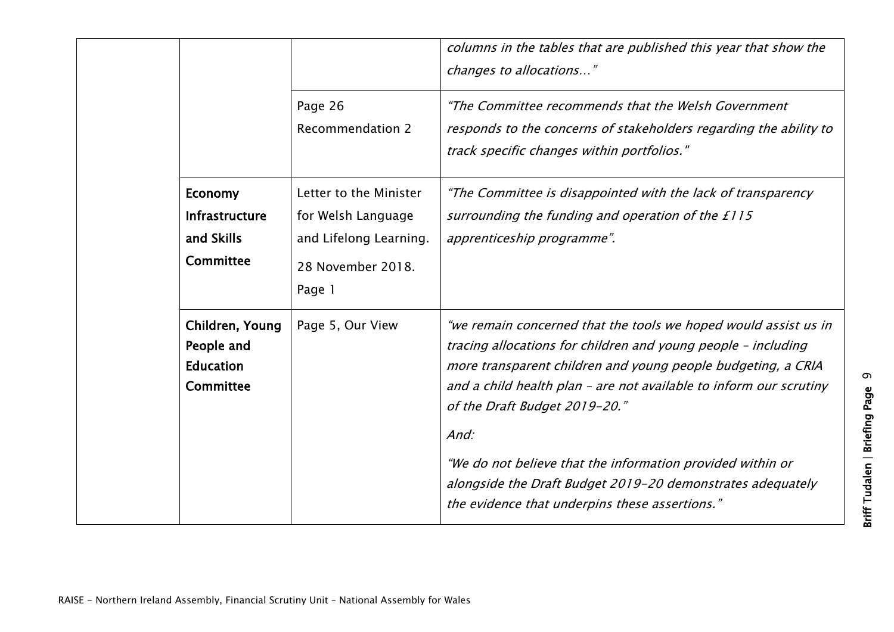| | | | |
|---|---|---|---|
| | | | *columns in the tables that are published this year that show the changes to allocations…"* |
| | | Page 26<br>Recommendation 2 | *"The Committee recommends that the Welsh Government responds to the concerns of stakeholders regarding the ability to track specific changes within portfolios."* |
| | **Economy Infrastructure and Skills Committee** | Letter to the Minister for Welsh Language and Lifelong Learning.<br>28 November 2018.<br>Page 1 | *"The Committee is disappointed with the lack of transparency surrounding the funding and operation of the £115 apprenticeship programme".* |
| | **Children, Young People and Education Committee** | Page 5, Our View | *"we remain concerned that the tools we hoped would assist us in tracing allocations for children and young people – including more transparent children and young people budgeting, a CRIA and a child health plan – are not available to inform our scrutiny of the Draft Budget 2019-20."*<br>*And:*<br>*"We do not believe that the information provided within or alongside the Draft Budget 2019-20 demonstrates adequately the evidence that underpins these assertions."* |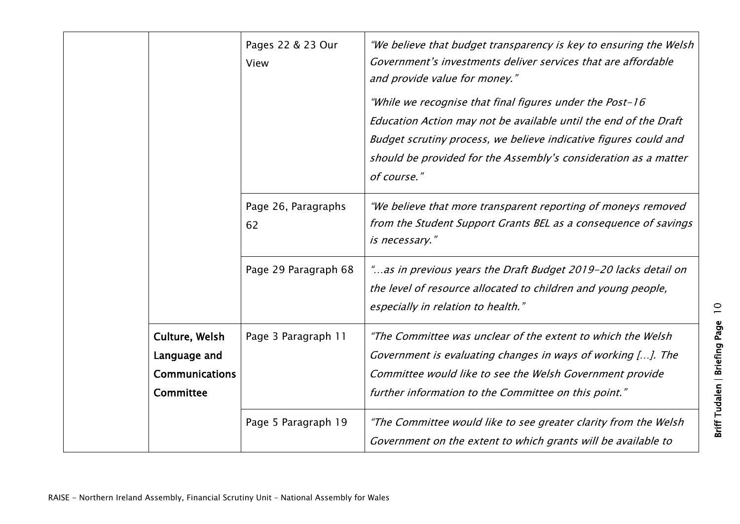| | | | |
|---|---|---|---|
| | | Pages 22 & 23 Our View | *"We believe that budget transparency is key to ensuring the Welsh Government's investments deliver services that are affordable and provide value for money."* *"While we recognise that final figures under the Post-16 Education Action may not be available until the end of the Draft Budget scrutiny process, we believe indicative figures could and should be provided for the Assembly's consideration as a matter of course."* |
| | | Page 26, Paragraphs 62 | *"We believe that more transparent reporting of moneys removed from the Student Support Grants BEL as a consequence of savings is necessary."* |
| | | Page 29 Paragraph 68 | *"…as in previous years the Draft Budget 2019-20 lacks detail on the level of resource allocated to children and young people, especially in relation to health."* |
| | **Culture, Welsh Language and Communications Committee** | Page 3 Paragraph 11 | *"The Committee was unclear of the extent to which the Welsh Government is evaluating changes in ways of working […]. The Committee would like to see the Welsh Government provide further information to the Committee on this point."* |
| | | Page 5 Paragraph 19 | *"The Committee would like to see greater clarity from the Welsh Government on the extent to which grants will be available to* |

RAISE - Northern Ireland Assembly, Financial Scrutiny Unit – National Assembly for Wales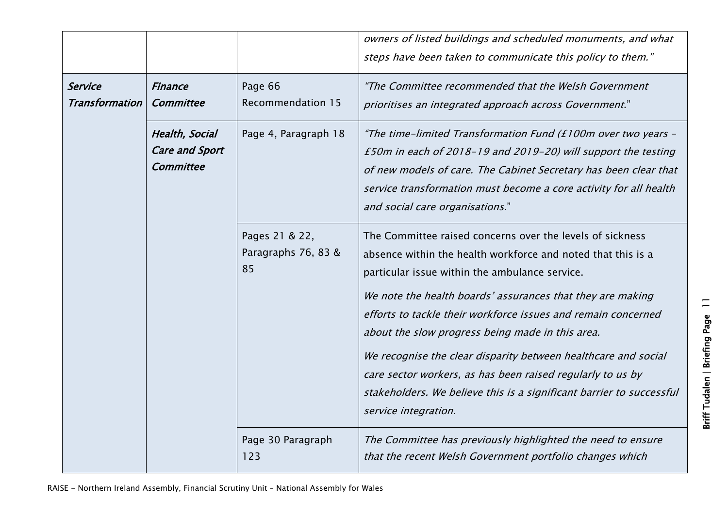| | | | |
|---|---|---|---|
| | | | *owners of listed buildings and scheduled monuments, and what steps have been taken to communicate this policy to them."* |
| ***Service Transformation*** | ***Finance Committee*** | Page 66 Recommendation 15 | *"The Committee recommended that the Welsh Government prioritises an integrated approach across Government*." |
| | ***Health, Social Care and Sport Committee*** | Page 4, Paragraph 18 | *"The time-limited Transformation Fund (£100m over two years – £50m in each of 2018-19 and 2019-20) will support the testing of new models of care. The Cabinet Secretary has been clear that service transformation must become a core activity for all health and social care organisations*." |
| | | Pages 21 & 22, Paragraphs 76, 83 & 85 | The Committee raised concerns over the levels of sickness absence within the health workforce and noted that this is a particular issue within the ambulance service.<br><br>*We note the health boards' assurances that they are making efforts to tackle their workforce issues and remain concerned about the slow progress being made in this area.*<br><br>*We recognise the clear disparity between healthcare and social care sector workers, as has been raised regularly to us by stakeholders. We believe this is a significant barrier to successful service integration.* |
| | | Page 30 Paragraph 123 | *The Committee has previously highlighted the need to ensure that the recent Welsh Government portfolio changes which* |

RAISE - Northern Ireland Assembly, Financial Scrutiny Unit – National Assembly for Wales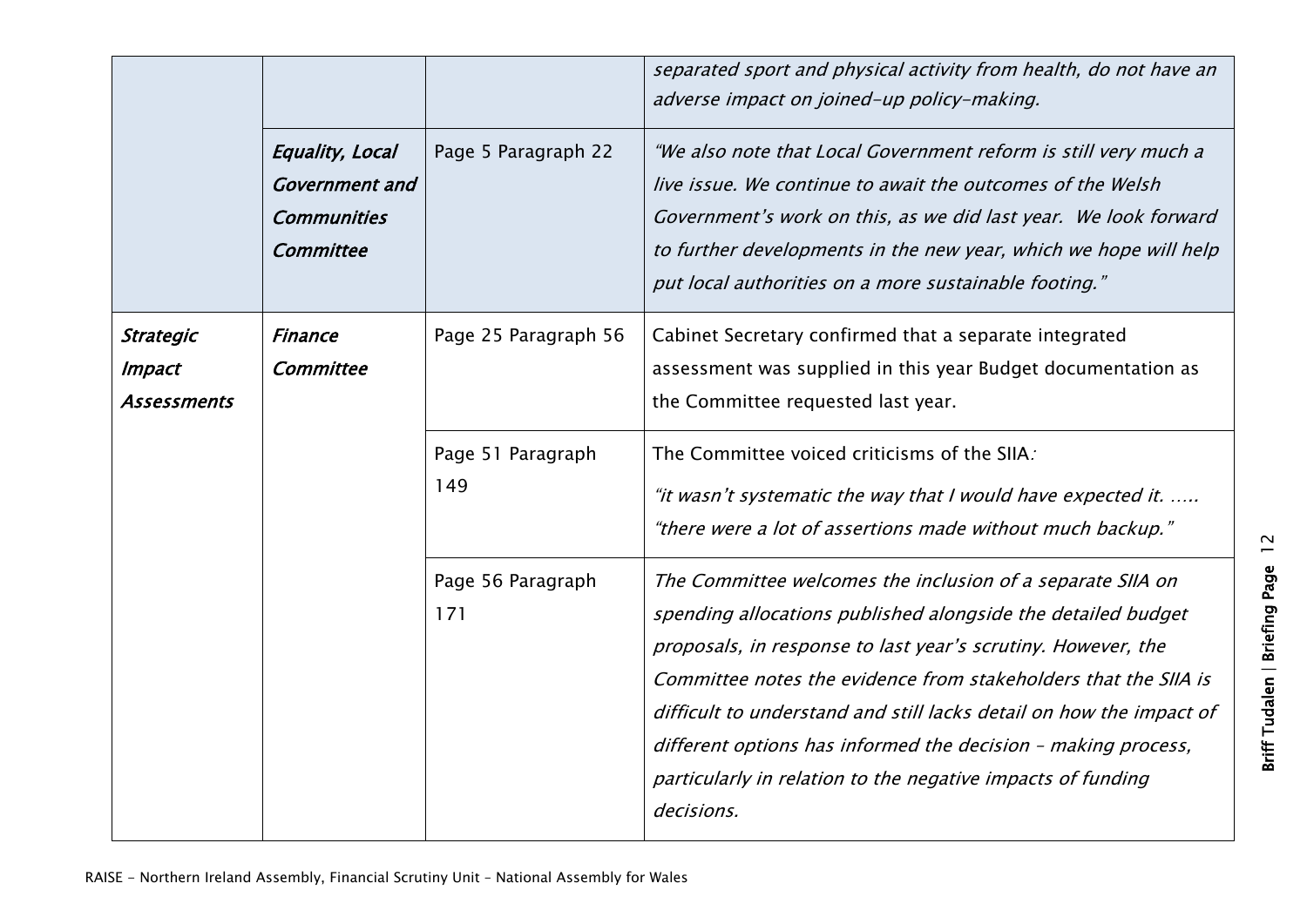| | | | |
|---|---|---|---|
| | | | *separated sport and physical activity from health, do not have an adverse impact on joined-up policy-making.* |
| | ***Equality, Local Government and Communities Committee*** | Page 5 Paragraph 22 | *"We also note that Local Government reform is still very much a live issue. We continue to await the outcomes of the Welsh Government's work on this, as we did last year. We look forward to further developments in the new year, which we hope will help put local authorities on a more sustainable footing."* |
| ***Strategic Impact Assessments*** | ***Finance Committee*** | Page 25 Paragraph 56 | Cabinet Secretary confirmed that a separate integrated assessment was supplied in this year Budget documentation as the Committee requested last year. |
| | | Page 51 Paragraph 149 | The Committee voiced criticisms of the SIIA*:* *"it wasn't systematic the way that I would have expected it. ….. "there were a lot of assertions made without much backup."* |
| | | Page 56 Paragraph 171 | *The Committee welcomes the inclusion of a separate SIIA on spending allocations published alongside the detailed budget proposals, in response to last year's scrutiny. However, the Committee notes the evidence from stakeholders that the SIIA is difficult to understand and still lacks detail on how the impact of different options has informed the decision – making process, particularly in relation to the negative impacts of funding decisions.* |

RAISE - Northern Ireland Assembly, Financial Scrutiny Unit – National Assembly for Wales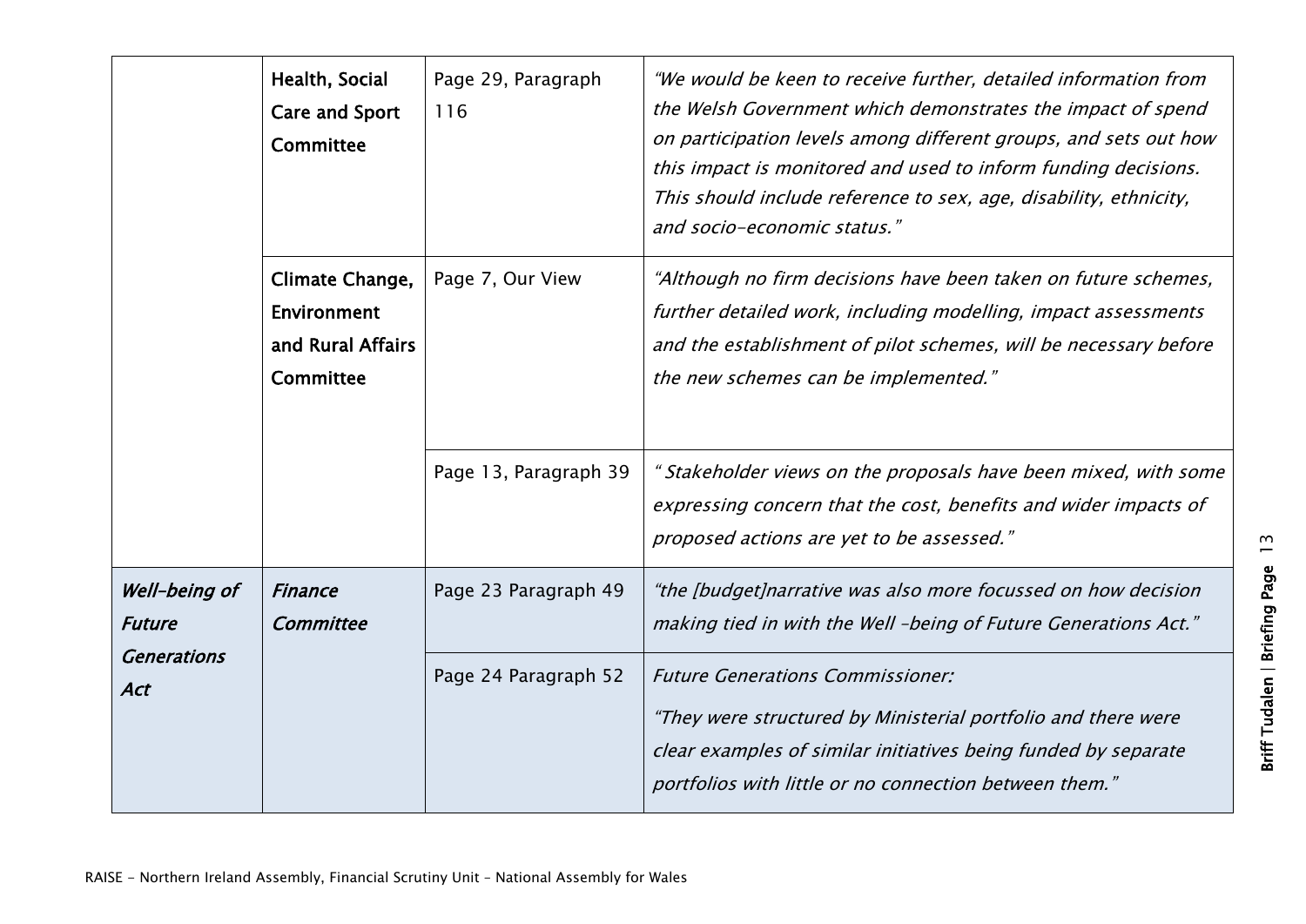| | | | |
|---|---|---|---|
| | **Health, Social Care and Sport Committee** | Page 29, Paragraph 116 | *"We would be keen to receive further, detailed information from the Welsh Government which demonstrates the impact of spend on participation levels among different groups, and sets out how this impact is monitored and used to inform funding decisions. This should include reference to sex, age, disability, ethnicity, and socio-economic status."* |
| | **Climate Change, Environment and Rural Affairs Committee** | Page 7, Our View | *"Although no firm decisions have been taken on future schemes, further detailed work, including modelling, impact assessments and the establishment of pilot schemes, will be necessary before the new schemes can be implemented."* |
| | | Page 13, Paragraph 39 | *" Stakeholder views on the proposals have been mixed, with some expressing concern that the cost, benefits and wider impacts of proposed actions are yet to be assessed."* |
| ***Well-being of Future Generations Act*** | ***Finance Committee*** | Page 23 Paragraph 49 | *"the [budget]narrative was also more focussed on how decision making tied in with the Well -being of Future Generations Act."* |
| | | Page 24 Paragraph 52 | *Future Generations Commissioner:* *"They were structured by Ministerial portfolio and there were clear examples of similar initiatives being funded by separate portfolios with little or no connection between them."* |

RAISE - Northern Ireland Assembly, Financial Scrutiny Unit – National Assembly for Wales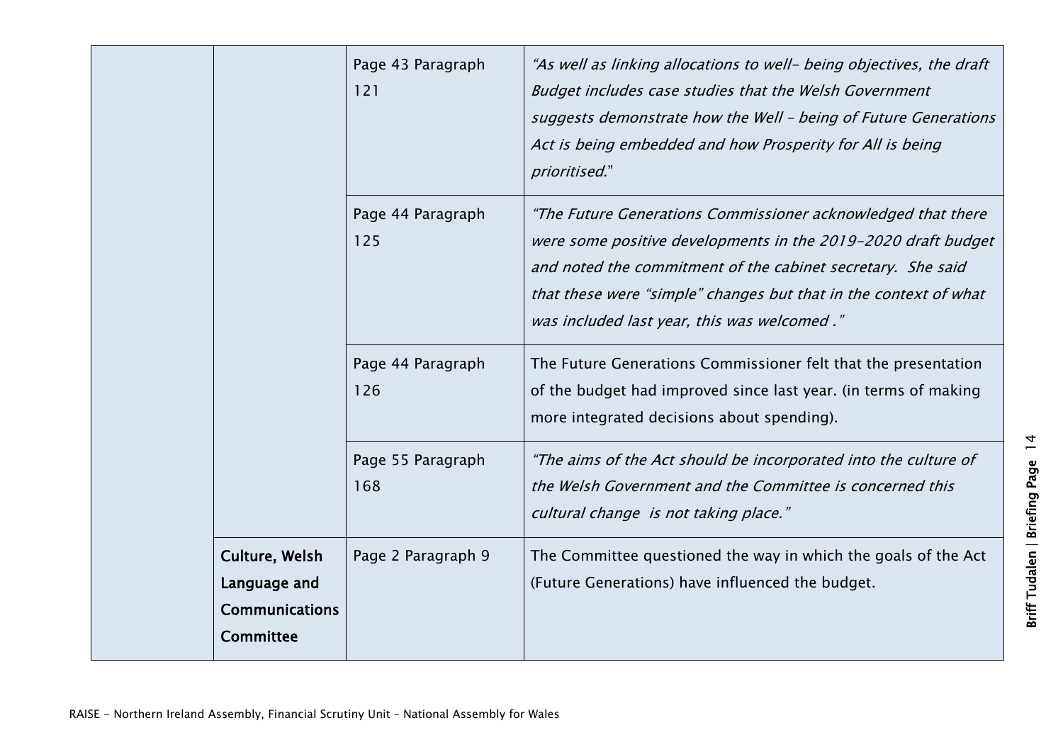| | | | |
|---|---|---|---|
| | | Page 43 Paragraph 121 | *"As well as linking allocations to well- being objectives, the draft Budget includes case studies that the Welsh Government suggests demonstrate how the Well - being of Future Generations Act is being embedded and how Prosperity for All is being prioritised.*" |
| | | Page 44 Paragraph 125 | *"The Future Generations Commissioner acknowledged that there were some positive developments in the 2019-2020 draft budget and noted the commitment of the cabinet secretary. She said that these were "simple" changes but that in the context of what was included last year, this was welcomed ."* |
| | | Page 44 Paragraph 126 | The Future Generations Commissioner felt that the presentation of the budget had improved since last year. (in terms of making more integrated decisions about spending). |
| | | Page 55 Paragraph 168 | *"The aims of the Act should be incorporated into the culture of the Welsh Government and the Committee is concerned this cultural change is not taking place."* |
| | **Culture, Welsh Language and Communications Committee** | Page 2 Paragraph 9 | The Committee questioned the way in which the goals of the Act (Future Generations) have influenced the budget. |

RAISE - Northern Ireland Assembly, Financial Scrutiny Unit – National Assembly for Wales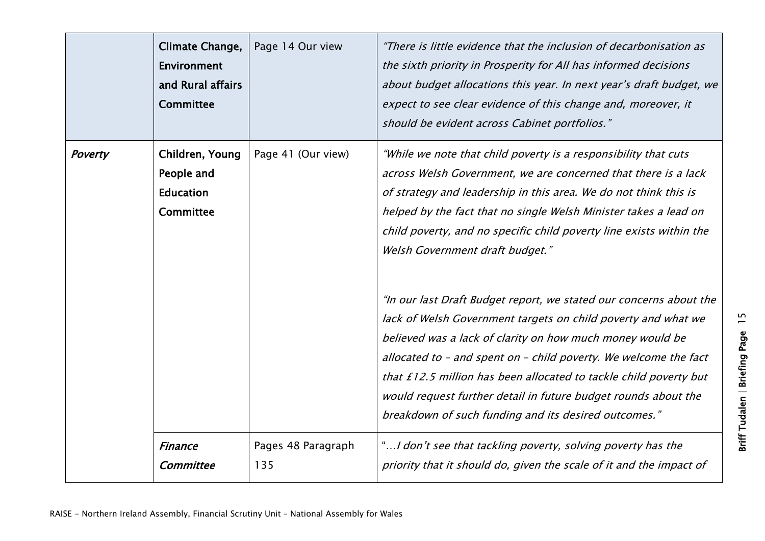| | | | |
|---|---|---|---|
| | Climate Change, Environment and Rural affairs Committee | Page 14 Our view | *"There is little evidence that the inclusion of decarbonisation as the sixth priority in Prosperity for All has informed decisions about budget allocations this year. In next year's draft budget, we expect to see clear evidence of this change and, moreover, it should be evident across Cabinet portfolios."* |
| *Poverty* | Children, Young People and Education Committee | Page 41 (Our view) | *"While we note that child poverty is a responsibility that cuts across Welsh Government, we are concerned that there is a lack of strategy and leadership in this area. We do not think this is helped by the fact that no single Welsh Minister takes a lead on child poverty, and no specific child poverty line exists within the Welsh Government draft budget."*<br><br>*"In our last Draft Budget report, we stated our concerns about the lack of Welsh Government targets on child poverty and what we believed was a lack of clarity on how much money would be allocated to – and spent on – child poverty. We welcome the fact that £12.5 million has been allocated to tackle child poverty but would request further detail in future budget rounds about the breakdown of such funding and its desired outcomes."* |
| | *Finance Committee* | Pages 48 Paragraph 135 | "…*I don't see that tackling poverty, solving poverty has the priority that it should do, given the scale of it and the impact of* |

RAISE - Northern Ireland Assembly, Financial Scrutiny Unit – National Assembly for Wales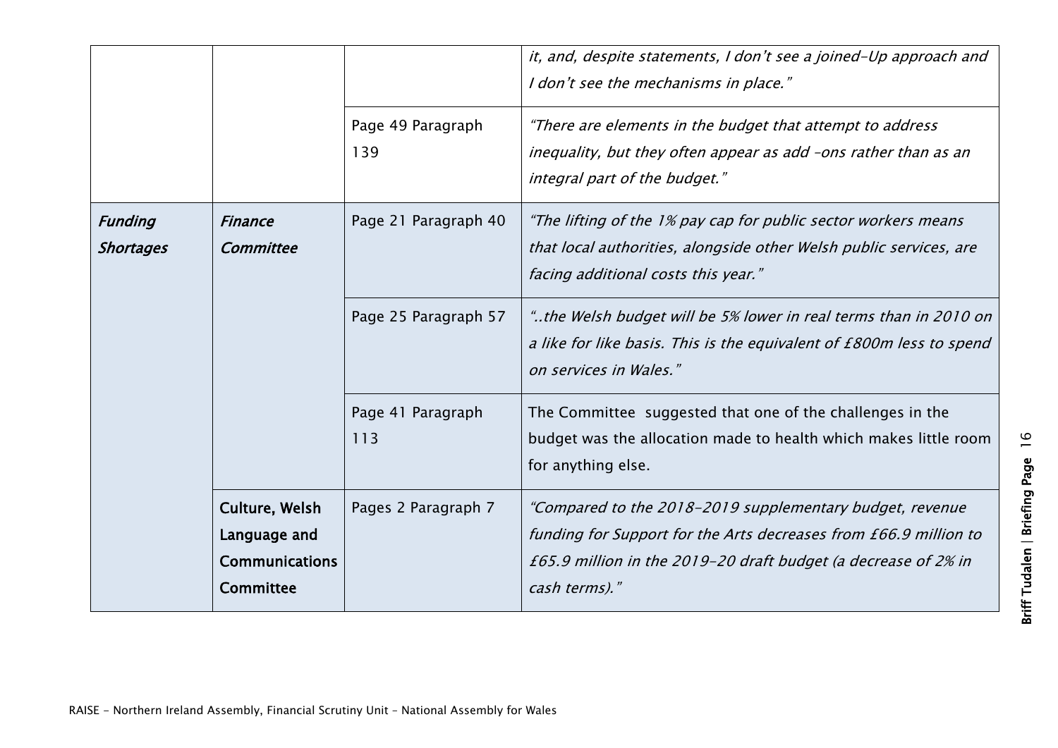| | | | |
|---|---|---|---|
| | | | *it, and, despite statements, I don't see a joined-Up approach and I don't see the mechanisms in place."* |
| | | Page 49 Paragraph 139 | *"There are elements in the budget that attempt to address inequality, but they often appear as add –ons rather than as an integral part of the budget."* |
| ***Funding Shortages*** | ***Finance Committee*** | Page 21 Paragraph 40 | *"The lifting of the 1% pay cap for public sector workers means that local authorities, alongside other Welsh public services, are facing additional costs this year."* |
| | | Page 25 Paragraph 57 | *"..the Welsh budget will be 5% lower in real terms than in 2010 on a like for like basis. This is the equivalent of £800m less to spend on services in Wales."* |
| | | Page 41 Paragraph 113 | The Committee suggested that one of the challenges in the budget was the allocation made to health which makes little room for anything else. |
| | **Culture, Welsh Language and Communications Committee** | Pages 2 Paragraph 7 | *"Compared to the 2018-2019 supplementary budget, revenue funding for Support for the Arts decreases from £66.9 million to £65.9 million in the 2019-20 draft budget (a decrease of 2% in cash terms)."* |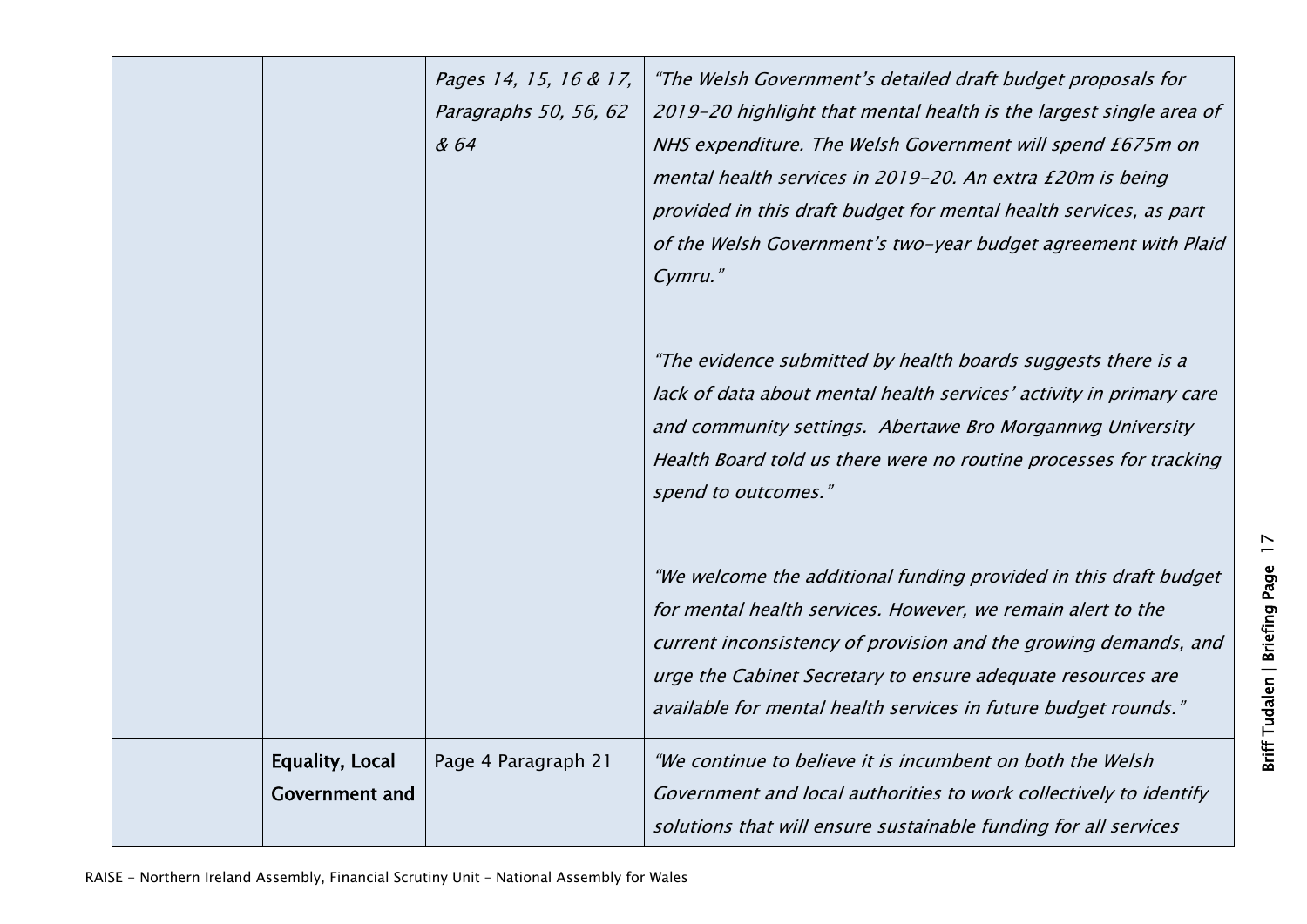| | | | |
|---|---|---|---|
| | | *Pages 14, 15, 16 & 17, Paragraphs 50, 56, 62 & 64* | *"The Welsh Government's detailed draft budget proposals for 2019-20 highlight that mental health is the largest single area of NHS expenditure. The Welsh Government will spend £675m on mental health services in 2019-20. An extra £20m is being provided in this draft budget for mental health services, as part of the Welsh Government's two-year budget agreement with Plaid Cymru."*<br><br>*"The evidence submitted by health boards suggests there is a lack of data about mental health services' activity in primary care and community settings. Abertawe Bro Morgannwg University Health Board told us there were no routine processes for tracking spend to outcomes."*<br><br>*"We welcome the additional funding provided in this draft budget for mental health services. However, we remain alert to the current inconsistency of provision and the growing demands, and urge the Cabinet Secretary to ensure adequate resources are available for mental health services in future budget rounds."* |
| | **Equality, Local Government and** | Page 4 Paragraph 21 | *"We continue to believe it is incumbent on both the Welsh Government and local authorities to work collectively to identify solutions that will ensure sustainable funding for all services* |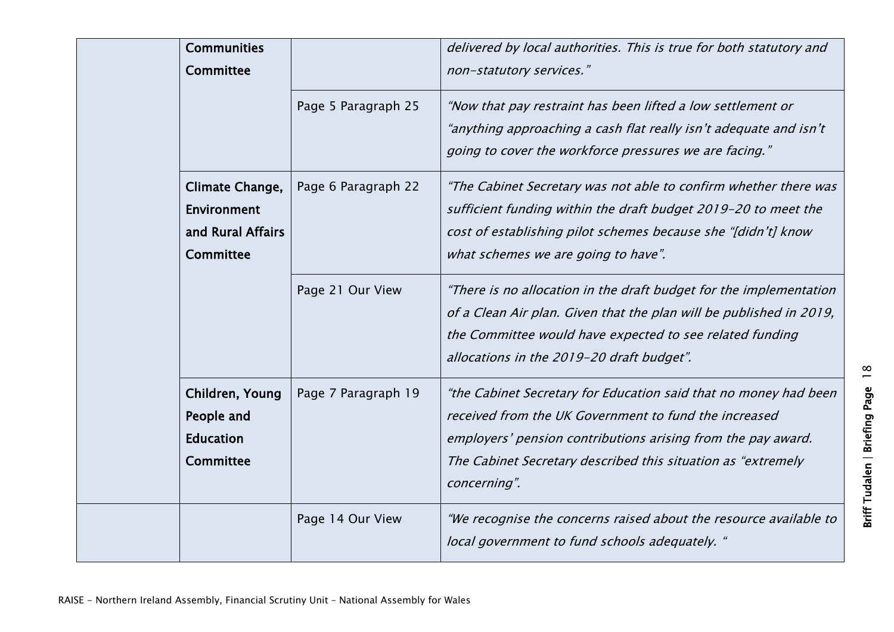| | | | |
|---|---|---|---|
| | **Communities Committee** | | *delivered by local authorities. This is true for both statutory and non-statutory services."* |
| | | Page 5 Paragraph 25 | *"Now that pay restraint has been lifted a low settlement or "anything approaching a cash flat really isn't adequate and isn't going to cover the workforce pressures we are facing."* |
| | **Climate Change, Environment and Rural Affairs Committee** | Page 6 Paragraph 22 | *"The Cabinet Secretary was not able to confirm whether there was sufficient funding within the draft budget 2019-20 to meet the cost of establishing pilot schemes because she "[didn't] know what schemes we are going to have".* |
| | | Page 21 Our View | *"There is no allocation in the draft budget for the implementation of a Clean Air plan. Given that the plan will be published in 2019, the Committee would have expected to see related funding allocations in the 2019-20 draft budget".* |
| | **Children, Young People and Education Committee** | Page 7 Paragraph 19 | *"the Cabinet Secretary for Education said that no money had been received from the UK Government to fund the increased employers' pension contributions arising from the pay award. The Cabinet Secretary described this situation as "extremely concerning".* |
| | | Page 14 Our View | *"We recognise the concerns raised about the resource available to local government to fund schools adequately. "* |

RAISE - Northern Ireland Assembly, Financial Scrutiny Unit - National Assembly for Wales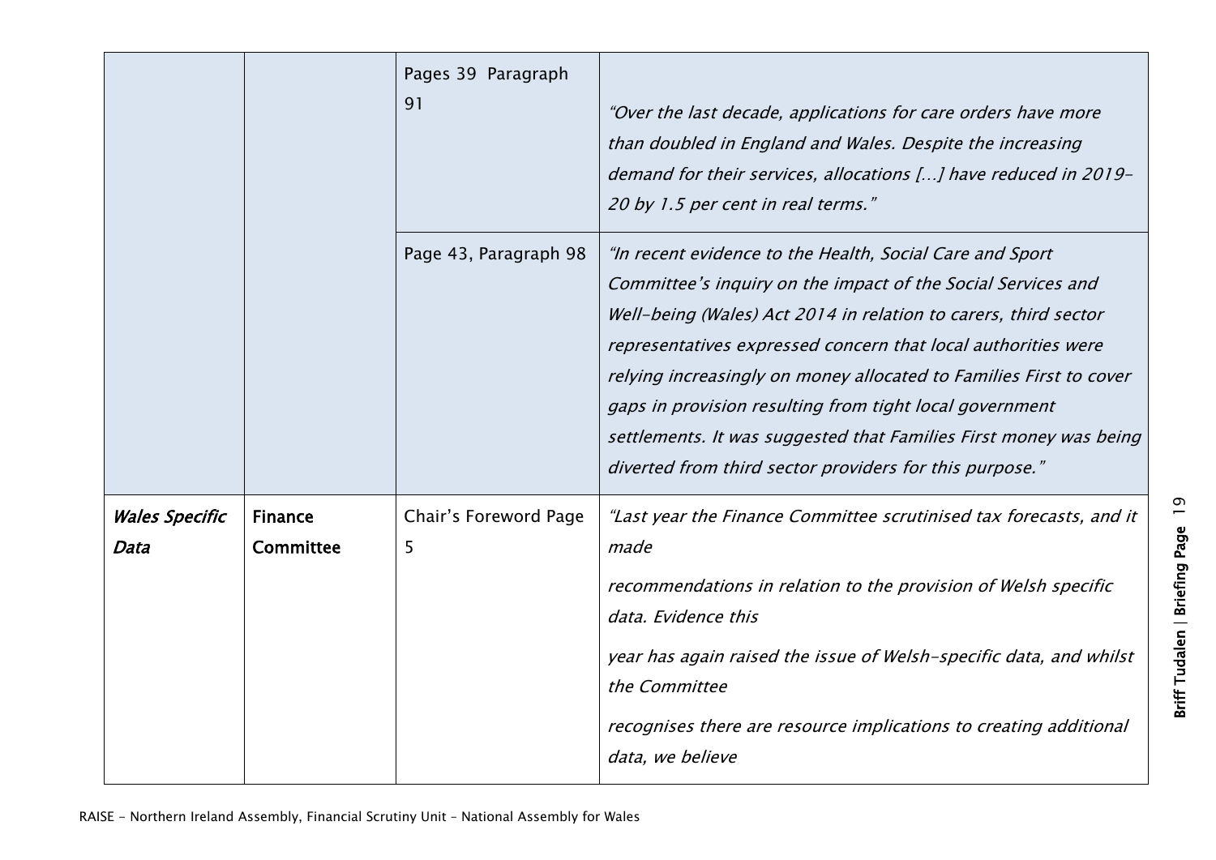| | | | |
|---|---|---|---|
| | | Pages 39 Paragraph 91 | *"Over the last decade, applications for care orders have more than doubled in England and Wales. Despite the increasing demand for their services, allocations […] have reduced in 2019-20 by 1.5 per cent in real terms."* |
| | | Page 43, Paragraph 98 | *"In recent evidence to the Health, Social Care and Sport Committee's inquiry on the impact of the Social Services and Well-being (Wales) Act 2014 in relation to carers, third sector representatives expressed concern that local authorities were relying increasingly on money allocated to Families First to cover gaps in provision resulting from tight local government settlements. It was suggested that Families First money was being diverted from third sector providers for this purpose."* |
| ***Wales Specific Data*** | **Finance Committee** | Chair's Foreword Page 5 | *"Last year the Finance Committee scrutinised tax forecasts, and it made recommendations in relation to the provision of Welsh specific data. Evidence this year has again raised the issue of Welsh-specific data, and whilst the Committee recognises there are resource implications to creating additional data, we believe* |

RAISE - Northern Ireland Assembly, Financial Scrutiny Unit – National Assembly for Wales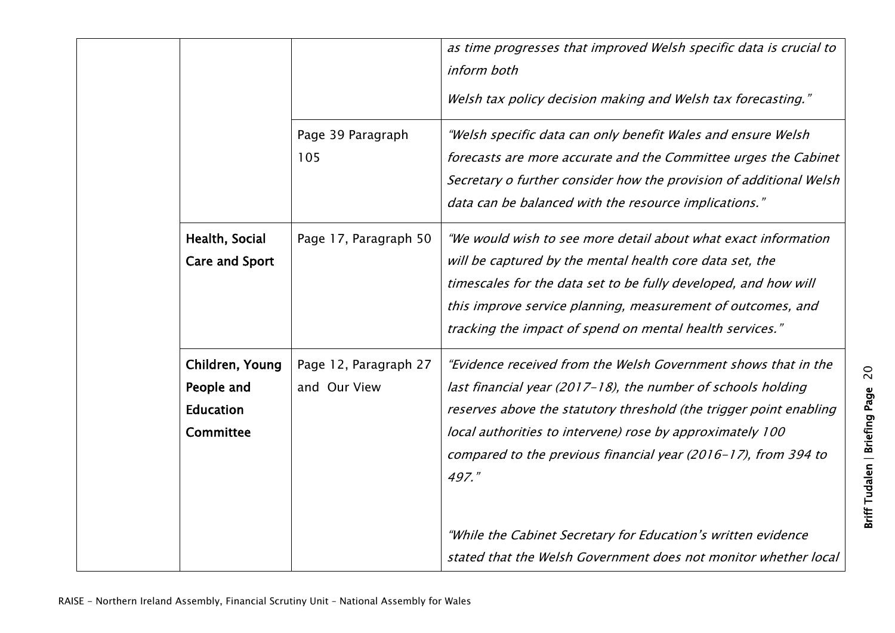| | | | |
|---|---|---|---|
| | | | *as time progresses that improved Welsh specific data is crucial to inform both*<br><br>*Welsh tax policy decision making and Welsh tax forecasting."* |
| | | Page 39 Paragraph 105 | *"Welsh specific data can only benefit Wales and ensure Welsh forecasts are more accurate and the Committee urges the Cabinet Secretary o further consider how the provision of additional Welsh data can be balanced with the resource implications."* |
| | **Health, Social Care and Sport** | Page 17, Paragraph 50 | *"We would wish to see more detail about what exact information will be captured by the mental health core data set, the timescales for the data set to be fully developed, and how will this improve service planning, measurement of outcomes, and tracking the impact of spend on mental health services."* |
| | **Children, Young People and Education Committee** | Page 12, Paragraph 27 and Our View | *"Evidence received from the Welsh Government shows that in the last financial year (2017-18), the number of schools holding reserves above the statutory threshold (the trigger point enabling local authorities to intervene) rose by approximately 100 compared to the previous financial year (2016-17), from 394 to 497."*<br><br>*"While the Cabinet Secretary for Education's written evidence stated that the Welsh Government does not monitor whether local* |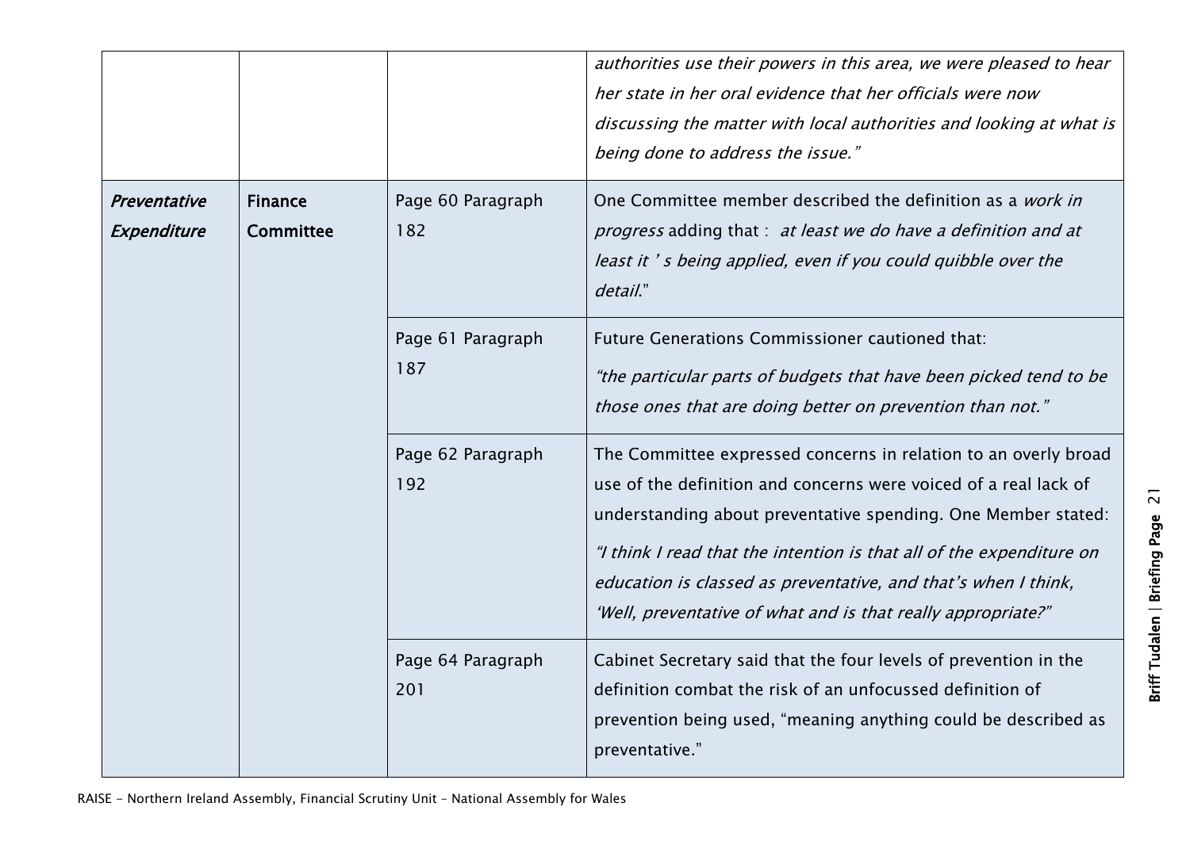| | | | |
|---|---|---|---|
| | | | *authorities use their powers in this area, we were pleased to hear her state in her oral evidence that her officials were now discussing the matter with local authorities and looking at what is being done to address the issue."* |
| ***Preventative Expenditure*** | **Finance Committee** | Page 60 Paragraph 182 | One Committee member described the definition as a *work in progress* adding that : *at least we do have a definition and at least it ' s being applied, even if you could quibble over the detail*." |
| | | Page 61 Paragraph 187 | Future Generations Commissioner cautioned that: *"the particular parts of budgets that have been picked tend to be those ones that are doing better on prevention than not."* |
| | | Page 62 Paragraph 192 | The Committee expressed concerns in relation to an overly broad use of the definition and concerns were voiced of a real lack of understanding about preventative spending. One Member stated: *"I think I read that the intention is that all of the expenditure on education is classed as preventative, and that's when I think, 'Well, preventative of what and is that really appropriate?"* |
| | | Page 64 Paragraph 201 | Cabinet Secretary said that the four levels of prevention in the definition combat the risk of an unfocussed definition of prevention being used, "meaning anything could be described as preventative." |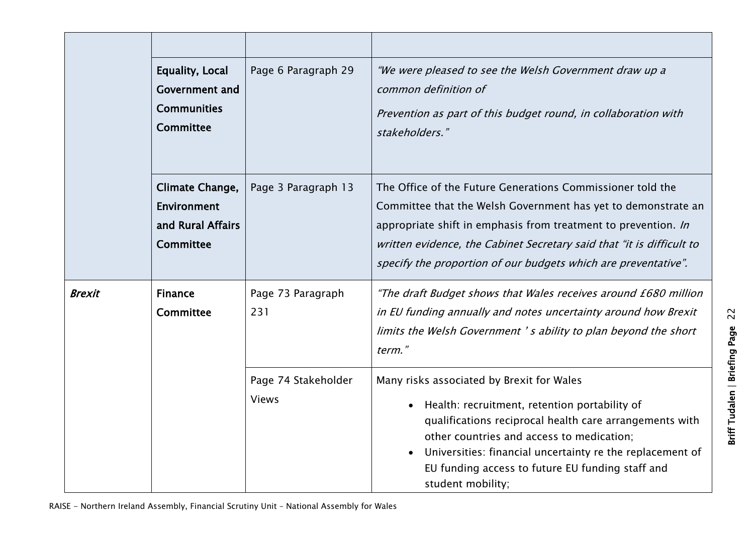| | | | |
|---|---|---|---|
| | | | |
| | **Equality, Local Government and Communities Committee** | Page 6 Paragraph 29 | *"We were pleased to see the Welsh Government draw up a common definition of Prevention as part of this budget round, in collaboration with stakeholders."* |
| | **Climate Change, Environment and Rural Affairs Committee** | Page 3 Paragraph 13 | The Office of the Future Generations Commissioner told the Committee that the Welsh Government has yet to demonstrate an appropriate shift in emphasis from treatment to prevention. *In written evidence, the Cabinet Secretary said that "it is difficult to specify the proportion of our budgets which are preventative".* |
| ***Brexit*** | **Finance Committee** | Page 73 Paragraph 231 | *"The draft Budget shows that Wales receives around £680 million in EU funding annually and notes uncertainty around how Brexit limits the Welsh Government ' s ability to plan beyond the short term."* |
| | | Page 74 Stakeholder Views | Many risks associated by Brexit for Wales<br>• Health: recruitment, retention portability of qualifications reciprocal health care arrangements with other countries and access to medication;<br>• Universities: financial uncertainty re the replacement of EU funding access to future EU funding staff and student mobility; |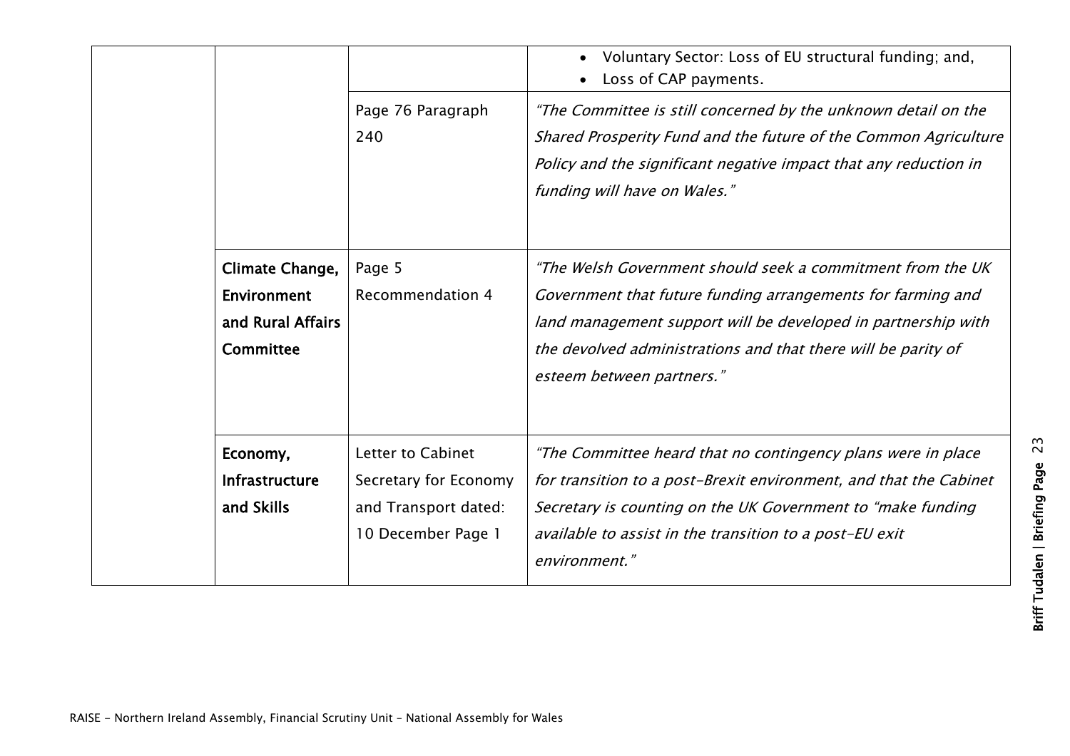| | | | |
|---|---|---|---|
| | | | • Voluntary Sector: Loss of EU structural funding; and,<br>• Loss of CAP payments. |
| | | Page 76 Paragraph 240 | *"The Committee is still concerned by the unknown detail on the Shared Prosperity Fund and the future of the Common Agriculture Policy and the significant negative impact that any reduction in funding will have on Wales."* |
| | **Climate Change, Environment and Rural Affairs Committee** | Page 5 Recommendation 4 | *"The Welsh Government should seek a commitment from the UK Government that future funding arrangements for farming and land management support will be developed in partnership with the devolved administrations and that there will be parity of esteem between partners."* |
| | **Economy, Infrastructure and Skills** | Letter to Cabinet Secretary for Economy and Transport dated: 10 December Page 1 | *"The Committee heard that no contingency plans were in place for transition to a post-Brexit environment, and that the Cabinet Secretary is counting on the UK Government to "make funding available to assist in the transition to a post-EU exit environment."* |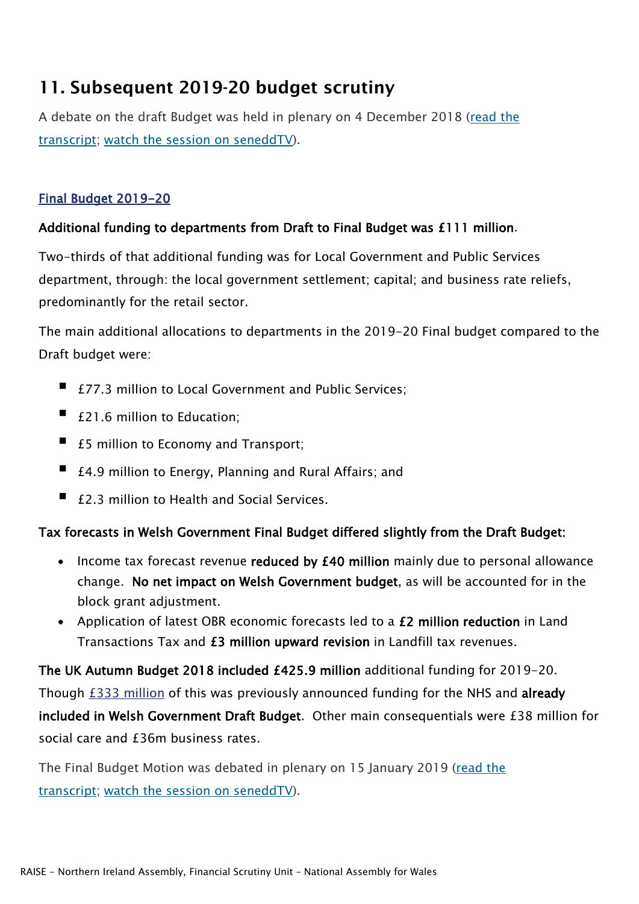## 11. Subsequent 2019-20 budget scrutiny

A debate on the draft Budget was held in plenary on 4 December 2018 (read the transcript; watch the session on seneddTV).

### Final Budget 2019-20

**Additional funding to departments from Draft to Final Budget was £111 million.**

Two-thirds of that additional funding was for Local Government and Public Services department, through: the local government settlement; capital; and business rate reliefs, predominantly for the retail sector.

The main additional allocations to departments in the 2019-20 Final budget compared to the Draft budget were:

- £77.3 million to Local Government and Public Services;
- £21.6 million to Education;
- £5 million to Economy and Transport;
- £4.9 million to Energy, Planning and Rural Affairs; and
- £2.3 million to Health and Social Services.

**Tax forecasts in Welsh Government Final Budget differed slightly from the Draft Budget:**

- Income tax forecast revenue **reduced by £40 million** mainly due to personal allowance change. **No net impact on Welsh Government budget**, as will be accounted for in the block grant adjustment.
- Application of latest OBR economic forecasts led to a **£2 million reduction** in Land Transactions Tax and **£3 million upward revision** in Landfill tax revenues.

**The UK Autumn Budget 2018 included £425.9 million** additional funding for 2019-20. Though £333 million of this was previously announced funding for the NHS and **already included in Welsh Government Draft Budget**. Other main consequentials were £38 million for social care and £36m business rates.

The Final Budget Motion was debated in plenary on 15 January 2019 (read the transcript; watch the session on seneddTV).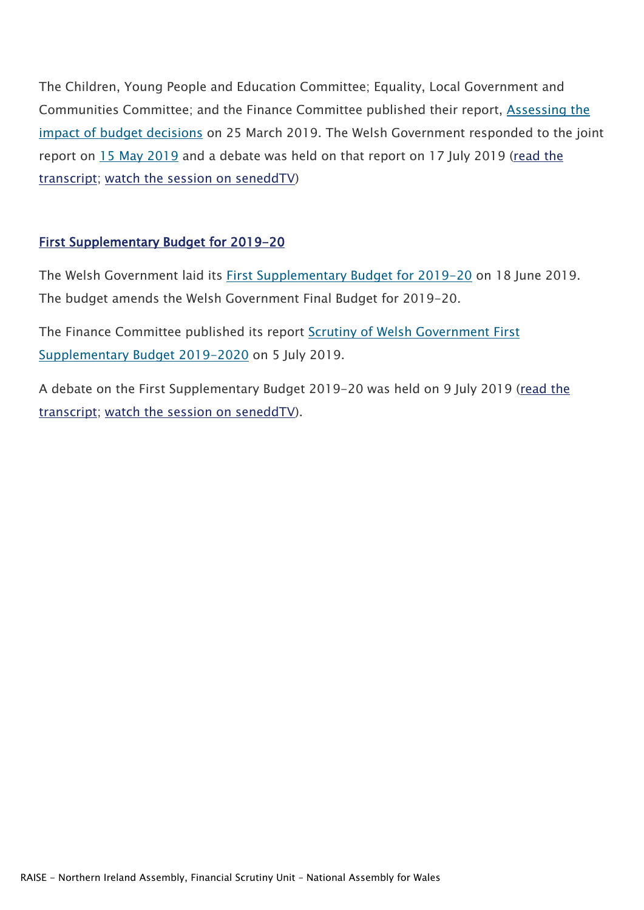The Children, Young People and Education Committee; Equality, Local Government and Communities Committee; and the Finance Committee published their report, Assessing the impact of budget decisions on 25 March 2019. The Welsh Government responded to the joint report on 15 May 2019 and a debate was held on that report on 17 July 2019 (read the transcript; watch the session on seneddTV)

### First Supplementary Budget for 2019-20

The Welsh Government laid its First Supplementary Budget for 2019-20 on 18 June 2019. The budget amends the Welsh Government Final Budget for 2019-20.

The Finance Committee published its report Scrutiny of Welsh Government First Supplementary Budget 2019-2020 on 5 July 2019.

A debate on the First Supplementary Budget 2019-20 was held on 9 July 2019 (read the transcript; watch the session on seneddTV).